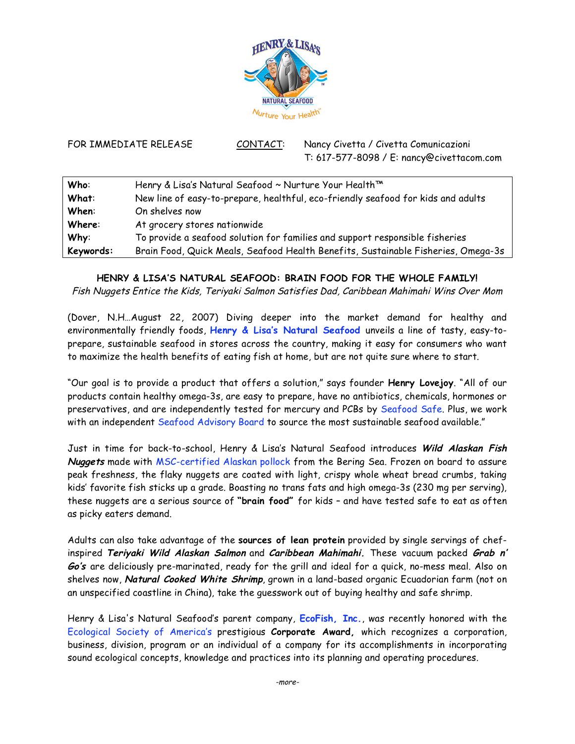FOR IMMEDIATE RELEASE

CONTACT: Nancy Civetta / Civetta Comunicazioni
T: 617-577-8098 / E: nancy@civettacom.com

| | |
|---|---|
| **Who**: | Henry & Lisa's Natural Seafood ~ Nurture Your Health™ |
| **What**: | New line of easy-to-prepare, healthful, eco-friendly seafood for kids and adults |
| **When**: | On shelves now |
| **Where**: | At grocery stores nationwide |
| **Why**: | To provide a seafood solution for families and support responsible fisheries |
| **Keywords:** | Brain Food, Quick Meals, Seafood Health Benefits, Sustainable Fisheries, Omega-3s |

## HENRY & LISA'S NATURAL SEAFOOD: BRAIN FOOD FOR THE WHOLE FAMILY!

*Fish Nuggets Entice the Kids, Teriyaki Salmon Satisfies Dad, Caribbean Mahimahi Wins Over Mom*

(Dover, N.H…August 22, 2007) Diving deeper into the market demand for healthy and environmentally friendly foods, **Henry & Lisa's Natural Seafood** unveils a line of tasty, easy-to-prepare, sustainable seafood in stores across the country, making it easy for consumers who want to maximize the health benefits of eating fish at home, but are not quite sure where to start.

"Our goal is to provide a product that offers a solution," says founder **Henry Lovejoy**. "All of our products contain healthy omega-3s, are easy to prepare, have no antibiotics, chemicals, hormones or preservatives, and are independently tested for mercury and PCBs by Seafood Safe. Plus, we work with an independent Seafood Advisory Board to source the most sustainable seafood available."

Just in time for back-to-school, Henry & Lisa's Natural Seafood introduces ***Wild Alaskan Fish Nuggets*** made with MSC-certified Alaskan pollock from the Bering Sea. Frozen on board to assure peak freshness, the flaky nuggets are coated with light, crispy whole wheat bread crumbs, taking kids' favorite fish sticks up a grade. Boasting no trans fats and high omega-3s (230 mg per serving), these nuggets are a serious source of **"brain food"** for kids – and have tested safe to eat as often as picky eaters demand.

Adults can also take advantage of the **sources of lean protein** provided by single servings of chef-inspired ***Teriyaki Wild Alaskan Salmon*** and ***Caribbean Mahimahi.*** These vacuum packed ***Grab n' Go's*** are deliciously pre-marinated, ready for the grill and ideal for a quick, no-mess meal. Also on shelves now, ***Natural Cooked White Shrimp***, grown in a land-based organic Ecuadorian farm (not on an unspecified coastline in China), take the guesswork out of buying healthy and safe shrimp.

Henry & Lisa's Natural Seafood's parent company, **EcoFish, Inc.**, was recently honored with the Ecological Society of America's prestigious **Corporate Award,** which recognizes a corporation, business, division, program or an individual of a company for its accomplishments in incorporating sound ecological concepts, knowledge and practices into its planning and operating procedures.

*-more-*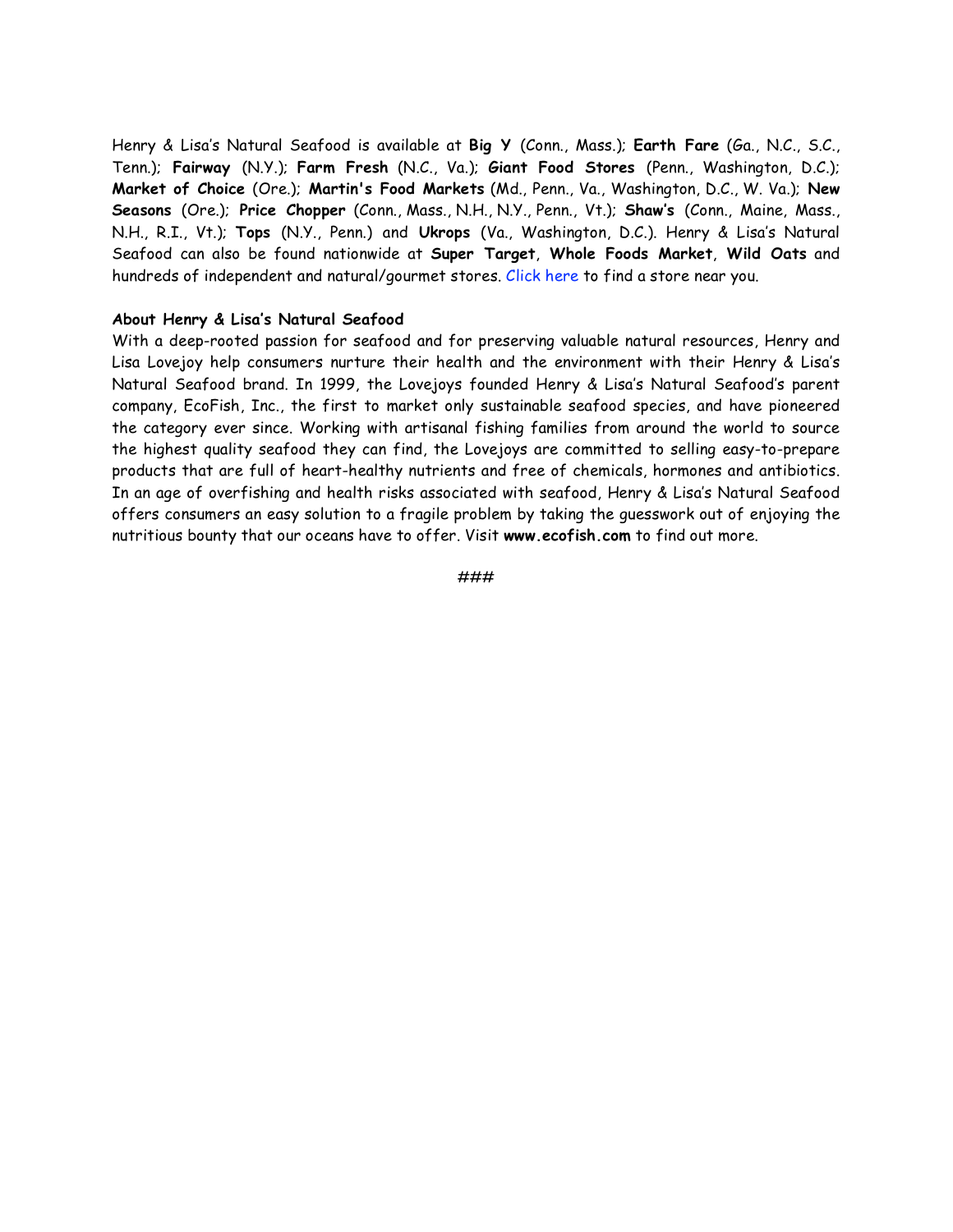Henry & Lisa's Natural Seafood is available at **Big Y** (Conn., Mass.); **Earth Fare** (Ga., N.C., S.C., Tenn.); **Fairway** (N.Y.); **Farm Fresh** (N.C., Va.); **Giant Food Stores** (Penn., Washington, D.C.); **Market of Choice** (Ore.); **Martin's Food Markets** (Md., Penn., Va., Washington, D.C., W. Va.); **New Seasons** (Ore.); **Price Chopper** (Conn., Mass., N.H., N.Y., Penn., Vt.); **Shaw's** (Conn., Maine, Mass., N.H., R.I., Vt.); **Tops** (N.Y., Penn.) and **Ukrops** (Va., Washington, D.C.). Henry & Lisa's Natural Seafood can also be found nationwide at **Super Target**, **Whole Foods Market**, **Wild Oats** and hundreds of independent and natural/gourmet stores. Click here to find a store near you.

**About Henry & Lisa's Natural Seafood**

With a deep-rooted passion for seafood and for preserving valuable natural resources, Henry and Lisa Lovejoy help consumers nurture their health and the environment with their Henry & Lisa's Natural Seafood brand. In 1999, the Lovejoys founded Henry & Lisa's Natural Seafood's parent company, EcoFish, Inc., the first to market only sustainable seafood species, and have pioneered the category ever since. Working with artisanal fishing families from around the world to source the highest quality seafood they can find, the Lovejoys are committed to selling easy-to-prepare products that are full of heart-healthy nutrients and free of chemicals, hormones and antibiotics. In an age of overfishing and health risks associated with seafood, Henry & Lisa's Natural Seafood offers consumers an easy solution to a fragile problem by taking the guesswork out of enjoying the nutritious bounty that our oceans have to offer. Visit **www.ecofish.com** to find out more.

###